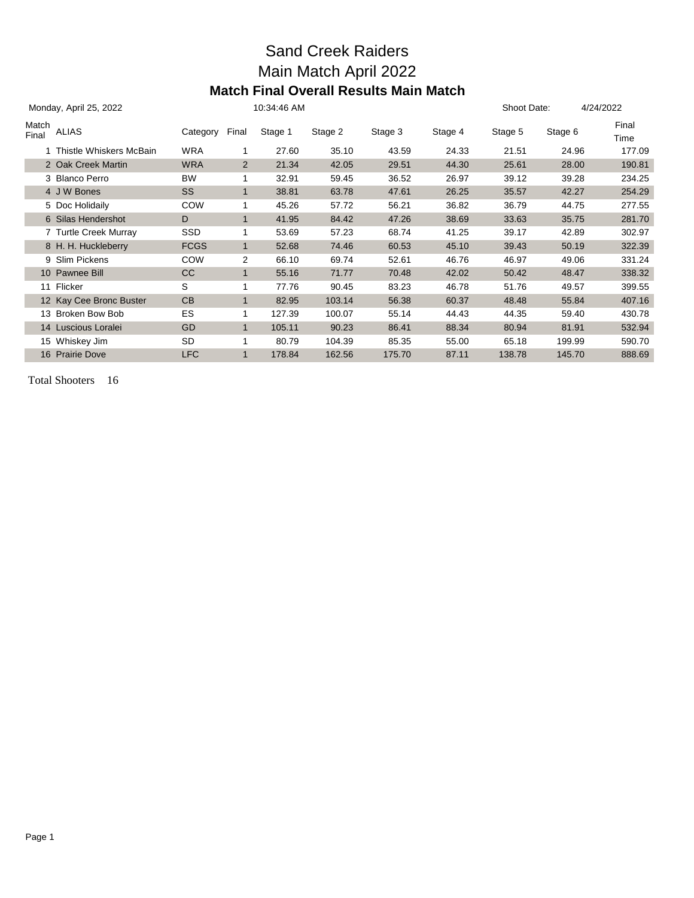# Sand Creek Raiders

# Main Match April 2022

## Match Final Overall Results Main Match

Monday, April 25, 2022 10:34:46 AM Shoot Date: 4/24/2022

| Match Final | ALIAS | Category | Final | Stage 1 | Stage 2 | Stage 3 | Stage 4 | Stage 5 | Stage 6 | Final Time |
|---|---|---|---|---|---|---|---|---|---|---|
| 1 | Thistle Whiskers McBain | WRA | 1 | 27.60 | 35.10 | 43.59 | 24.33 | 21.51 | 24.96 | 177.09 |
| 2 | Oak Creek Martin | WRA | 2 | 21.34 | 42.05 | 29.51 | 44.30 | 25.61 | 28.00 | 190.81 |
| 3 | Blanco Perro | BW | 1 | 32.91 | 59.45 | 36.52 | 26.97 | 39.12 | 39.28 | 234.25 |
| 4 | J W Bones | SS | 1 | 38.81 | 63.78 | 47.61 | 26.25 | 35.57 | 42.27 | 254.29 |
| 5 | Doc Holidaily | COW | 1 | 45.26 | 57.72 | 56.21 | 36.82 | 36.79 | 44.75 | 277.55 |
| 6 | Silas Hendershot | D | 1 | 41.95 | 84.42 | 47.26 | 38.69 | 33.63 | 35.75 | 281.70 |
| 7 | Turtle Creek Murray | SSD | 1 | 53.69 | 57.23 | 68.74 | 41.25 | 39.17 | 42.89 | 302.97 |
| 8 | H. H. Huckleberry | FCGS | 1 | 52.68 | 74.46 | 60.53 | 45.10 | 39.43 | 50.19 | 322.39 |
| 9 | Slim Pickens | COW | 2 | 66.10 | 69.74 | 52.61 | 46.76 | 46.97 | 49.06 | 331.24 |
| 10 | Pawnee Bill | CC | 1 | 55.16 | 71.77 | 70.48 | 42.02 | 50.42 | 48.47 | 338.32 |
| 11 | Flicker | S | 1 | 77.76 | 90.45 | 83.23 | 46.78 | 51.76 | 49.57 | 399.55 |
| 12 | Kay Cee Bronc Buster | CB | 1 | 82.95 | 103.14 | 56.38 | 60.37 | 48.48 | 55.84 | 407.16 |
| 13 | Broken Bow Bob | ES | 1 | 127.39 | 100.07 | 55.14 | 44.43 | 44.35 | 59.40 | 430.78 |
| 14 | Luscious Loralei | GD | 1 | 105.11 | 90.23 | 86.41 | 88.34 | 80.94 | 81.91 | 532.94 |
| 15 | Whiskey Jim | SD | 1 | 80.79 | 104.39 | 85.35 | 55.00 | 65.18 | 199.99 | 590.70 |
| 16 | Prairie Dove | LFC | 1 | 178.84 | 162.56 | 175.70 | 87.11 | 138.78 | 145.70 | 888.69 |

Total Shooters 16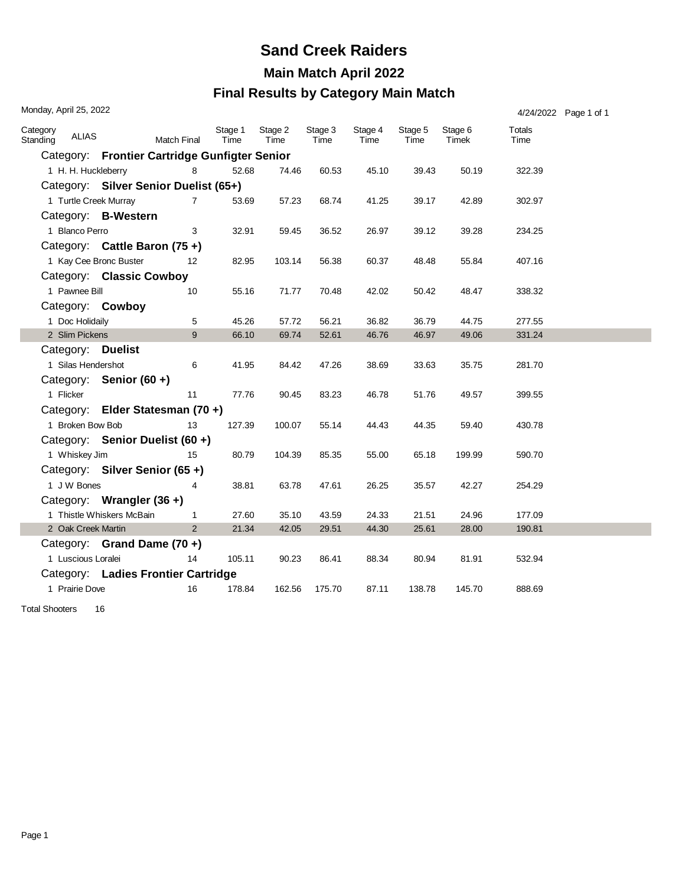# Sand Creek Raiders

## Main Match April 2022

## Final Results by Category Main Match

Monday, April 25, 2022

4/24/2022

| Category Standing | ALIAS | Match Final | Stage 1 Time | Stage 2 Time | Stage 3 Time | Stage 4 Time | Stage 5 Time | Stage 6 Timek | Totals Time |
|---|---|---|---|---|---|---|---|---|---|
| **Category: Frontier Cartridge Gunfigter Senior** | | | | | | | | | |
| 1 | H. H. Huckleberry | 8 | 52.68 | 74.46 | 60.53 | 45.10 | 39.43 | 50.19 | 322.39 |
| **Category: Silver Senior Duelist (65+)** | | | | | | | | | |
| 1 | Turtle Creek Murray | 7 | 53.69 | 57.23 | 68.74 | 41.25 | 39.17 | 42.89 | 302.97 |
| **Category: B-Western** | | | | | | | | | |
| 1 | Blanco Perro | 3 | 32.91 | 59.45 | 36.52 | 26.97 | 39.12 | 39.28 | 234.25 |
| **Category: Cattle Baron (75 +)** | | | | | | | | | |
| 1 | Kay Cee Bronc Buster | 12 | 82.95 | 103.14 | 56.38 | 60.37 | 48.48 | 55.84 | 407.16 |
| **Category: Classic Cowboy** | | | | | | | | | |
| 1 | Pawnee Bill | 10 | 55.16 | 71.77 | 70.48 | 42.02 | 50.42 | 48.47 | 338.32 |
| **Category: Cowboy** | | | | | | | | | |
| 1 | Doc Holidaily | 5 | 45.26 | 57.72 | 56.21 | 36.82 | 36.79 | 44.75 | 277.55 |
| 2 | Slim Pickens | 9 | 66.10 | 69.74 | 52.61 | 46.76 | 46.97 | 49.06 | 331.24 |
| **Category: Duelist** | | | | | | | | | |
| 1 | Silas Hendershot | 6 | 41.95 | 84.42 | 47.26 | 38.69 | 33.63 | 35.75 | 281.70 |
| **Category: Senior (60 +)** | | | | | | | | | |
| 1 | Flicker | 11 | 77.76 | 90.45 | 83.23 | 46.78 | 51.76 | 49.57 | 399.55 |
| **Category: Elder Statesman (70 +)** | | | | | | | | | |
| 1 | Broken Bow Bob | 13 | 127.39 | 100.07 | 55.14 | 44.43 | 44.35 | 59.40 | 430.78 |
| **Category: Senior Duelist (60 +)** | | | | | | | | | |
| 1 | Whiskey Jim | 15 | 80.79 | 104.39 | 85.35 | 55.00 | 65.18 | 199.99 | 590.70 |
| **Category: Silver Senior (65 +)** | | | | | | | | | |
| 1 | J W Bones | 4 | 38.81 | 63.78 | 47.61 | 26.25 | 35.57 | 42.27 | 254.29 |
| **Category: Wrangler (36 +)** | | | | | | | | | |
| 1 | Thistle Whiskers McBain | 1 | 27.60 | 35.10 | 43.59 | 24.33 | 21.51 | 24.96 | 177.09 |
| 2 | Oak Creek Martin | 2 | 21.34 | 42.05 | 29.51 | 44.30 | 25.61 | 28.00 | 190.81 |
| **Category: Grand Dame (70 +)** | | | | | | | | | |
| 1 | Luscious Loralei | 14 | 105.11 | 90.23 | 86.41 | 88.34 | 80.94 | 81.91 | 532.94 |
| **Category: Ladies Frontier Cartridge** | | | | | | | | | |
| 1 | Prairie Dove | 16 | 178.84 | 162.56 | 175.70 | 87.11 | 138.78 | 145.70 | 888.69 |

Total Shooters 16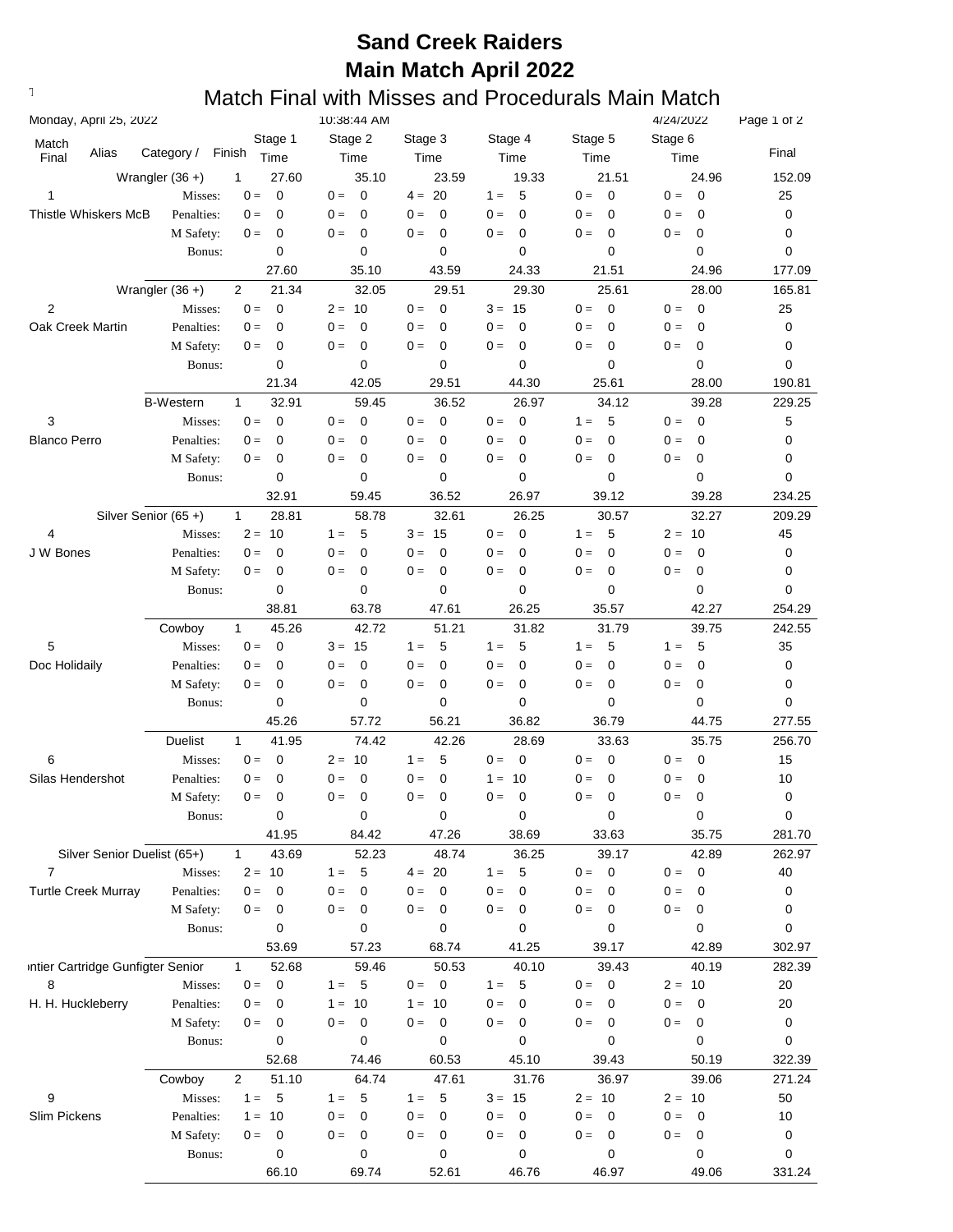# Sand Creek Raiders
## Main Match April 2022
### Match Final with Misses and Procedurals Main Match

Monday, April 25, 2022 10:38:44 AM 4/24/2022

| Match Final | Alias | Category / | Finish | Stage 1 Time | Stage 2 Time | Stage 3 Time | Stage 4 Time | Stage 5 Time | Stage 6 Time | Final |
|---|---|---|---|---|---|---|---|---|---|---|
| | | Wrangler (36 +) | 1 | 27.60 | 35.10 | 23.59 | 19.33 | 21.51 | 24.96 | 152.09 |
| 1 | | Misses: | | 0 = 0 | 0 = 0 | 4 = 20 | 1 = 5 | 0 = 0 | 0 = 0 | 25 |
| | Thistle Whiskers McB | Penalties: | | 0 = 0 | 0 = 0 | 0 = 0 | 0 = 0 | 0 = 0 | 0 = 0 | 0 |
| | | M Safety: | | 0 = 0 | 0 = 0 | 0 = 0 | 0 = 0 | 0 = 0 | 0 = 0 | 0 |
| | | Bonus: | | 0 | 0 | 0 | 0 | 0 | 0 | 0 |
| | | | | 27.60 | 35.10 | 43.59 | 24.33 | 21.51 | 24.96 | 177.09 |
| | | Wrangler (36 +) | 2 | 21.34 | 32.05 | 29.51 | 29.30 | 25.61 | 28.00 | 165.81 |
| 2 | | Misses: | | 0 = 0 | 2 = 10 | 0 = 0 | 3 = 15 | 0 = 0 | 0 = 0 | 25 |
| | Oak Creek Martin | Penalties: | | 0 = 0 | 0 = 0 | 0 = 0 | 0 = 0 | 0 = 0 | 0 = 0 | 0 |
| | | M Safety: | | 0 = 0 | 0 = 0 | 0 = 0 | 0 = 0 | 0 = 0 | 0 = 0 | 0 |
| | | Bonus: | | 0 | 0 | 0 | 0 | 0 | 0 | 0 |
| | | | | 21.34 | 42.05 | 29.51 | 44.30 | 25.61 | 28.00 | 190.81 |
| | | B-Western | 1 | 32.91 | 59.45 | 36.52 | 26.97 | 34.12 | 39.28 | 229.25 |
| 3 | | Misses: | | 0 = 0 | 0 = 0 | 0 = 0 | 0 = 0 | 1 = 5 | 0 = 0 | 5 |
| | Blanco Perro | Penalties: | | 0 = 0 | 0 = 0 | 0 = 0 | 0 = 0 | 0 = 0 | 0 = 0 | 0 |
| | | M Safety: | | 0 = 0 | 0 = 0 | 0 = 0 | 0 = 0 | 0 = 0 | 0 = 0 | 0 |
| | | Bonus: | | 0 | 0 | 0 | 0 | 0 | 0 | 0 |
| | | | | 32.91 | 59.45 | 36.52 | 26.97 | 39.12 | 39.28 | 234.25 |
| | | Silver Senior (65 +) | 1 | 28.81 | 58.78 | 32.61 | 26.25 | 30.57 | 32.27 | 209.29 |
| 4 | | Misses: | | 2 = 10 | 1 = 5 | 3 = 15 | 0 = 0 | 1 = 5 | 2 = 10 | 45 |
| | J W Bones | Penalties: | | 0 = 0 | 0 = 0 | 0 = 0 | 0 = 0 | 0 = 0 | 0 = 0 | 0 |
| | | M Safety: | | 0 = 0 | 0 = 0 | 0 = 0 | 0 = 0 | 0 = 0 | 0 = 0 | 0 |
| | | Bonus: | | 0 | 0 | 0 | 0 | 0 | 0 | 0 |
| | | | | 38.81 | 63.78 | 47.61 | 26.25 | 35.57 | 42.27 | 254.29 |
| | | Cowboy | 1 | 45.26 | 42.72 | 51.21 | 31.82 | 31.79 | 39.75 | 242.55 |
| 5 | | Misses: | | 0 = 0 | 3 = 15 | 1 = 5 | 1 = 5 | 1 = 5 | 1 = 5 | 35 |
| | Doc Holidaily | Penalties: | | 0 = 0 | 0 = 0 | 0 = 0 | 0 = 0 | 0 = 0 | 0 = 0 | 0 |
| | | M Safety: | | 0 = 0 | 0 = 0 | 0 = 0 | 0 = 0 | 0 = 0 | 0 = 0 | 0 |
| | | Bonus: | | 0 | 0 | 0 | 0 | 0 | 0 | 0 |
| | | | | 45.26 | 57.72 | 56.21 | 36.82 | 36.79 | 44.75 | 277.55 |
| | | Duelist | 1 | 41.95 | 74.42 | 42.26 | 28.69 | 33.63 | 35.75 | 256.70 |
| 6 | | Misses: | | 0 = 0 | 2 = 10 | 1 = 5 | 0 = 0 | 0 = 0 | 0 = 0 | 15 |
| | Silas Hendershot | Penalties: | | 0 = 0 | 0 = 0 | 0 = 0 | 1 = 10 | 0 = 0 | 0 = 0 | 10 |
| | | M Safety: | | 0 = 0 | 0 = 0 | 0 = 0 | 0 = 0 | 0 = 0 | 0 = 0 | 0 |
| | | Bonus: | | 0 | 0 | 0 | 0 | 0 | 0 | 0 |
| | | | | 41.95 | 84.42 | 47.26 | 38.69 | 33.63 | 35.75 | 281.70 |
| | | Silver Senior Duelist (65+) | 1 | 43.69 | 52.23 | 48.74 | 36.25 | 39.17 | 42.89 | 262.97 |
| 7 | | Misses: | | 2 = 10 | 1 = 5 | 4 = 20 | 1 = 5 | 0 = 0 | 0 = 0 | 40 |
| | Turtle Creek Murray | Penalties: | | 0 = 0 | 0 = 0 | 0 = 0 | 0 = 0 | 0 = 0 | 0 = 0 | 0 |
| | | M Safety: | | 0 = 0 | 0 = 0 | 0 = 0 | 0 = 0 | 0 = 0 | 0 = 0 | 0 |
| | | Bonus: | | 0 | 0 | 0 | 0 | 0 | 0 | 0 |
| | | | | 53.69 | 57.23 | 68.74 | 41.25 | 39.17 | 42.89 | 302.97 |
| | | ontier Cartridge Gunfigter Senior | 1 | 52.68 | 59.46 | 50.53 | 40.10 | 39.43 | 40.19 | 282.39 |
| 8 | | Misses: | | 0 = 0 | 1 = 5 | 0 = 0 | 1 = 5 | 0 = 0 | 2 = 10 | 20 |
| | H. H. Huckleberry | Penalties: | | 0 = 0 | 1 = 10 | 1 = 10 | 0 = 0 | 0 = 0 | 0 = 0 | 20 |
| | | M Safety: | | 0 = 0 | 0 = 0 | 0 = 0 | 0 = 0 | 0 = 0 | 0 = 0 | 0 |
| | | Bonus: | | 0 | 0 | 0 | 0 | 0 | 0 | 0 |
| | | | | 52.68 | 74.46 | 60.53 | 45.10 | 39.43 | 50.19 | 322.39 |
| | | Cowboy | 2 | 51.10 | 64.74 | 47.61 | 31.76 | 36.97 | 39.06 | 271.24 |
| 9 | | Misses: | | 1 = 5 | 1 = 5 | 1 = 5 | 3 = 15 | 2 = 10 | 2 = 10 | 50 |
| | Slim Pickens | Penalties: | | 1 = 10 | 0 = 0 | 0 = 0 | 0 = 0 | 0 = 0 | 0 = 0 | 10 |
| | | M Safety: | | 0 = 0 | 0 = 0 | 0 = 0 | 0 = 0 | 0 = 0 | 0 = 0 | 0 |
| | | Bonus: | | 0 | 0 | 0 | 0 | 0 | 0 | 0 |
| | | | | 66.10 | 69.74 | 52.61 | 46.76 | 46.97 | 49.06 | 331.24 |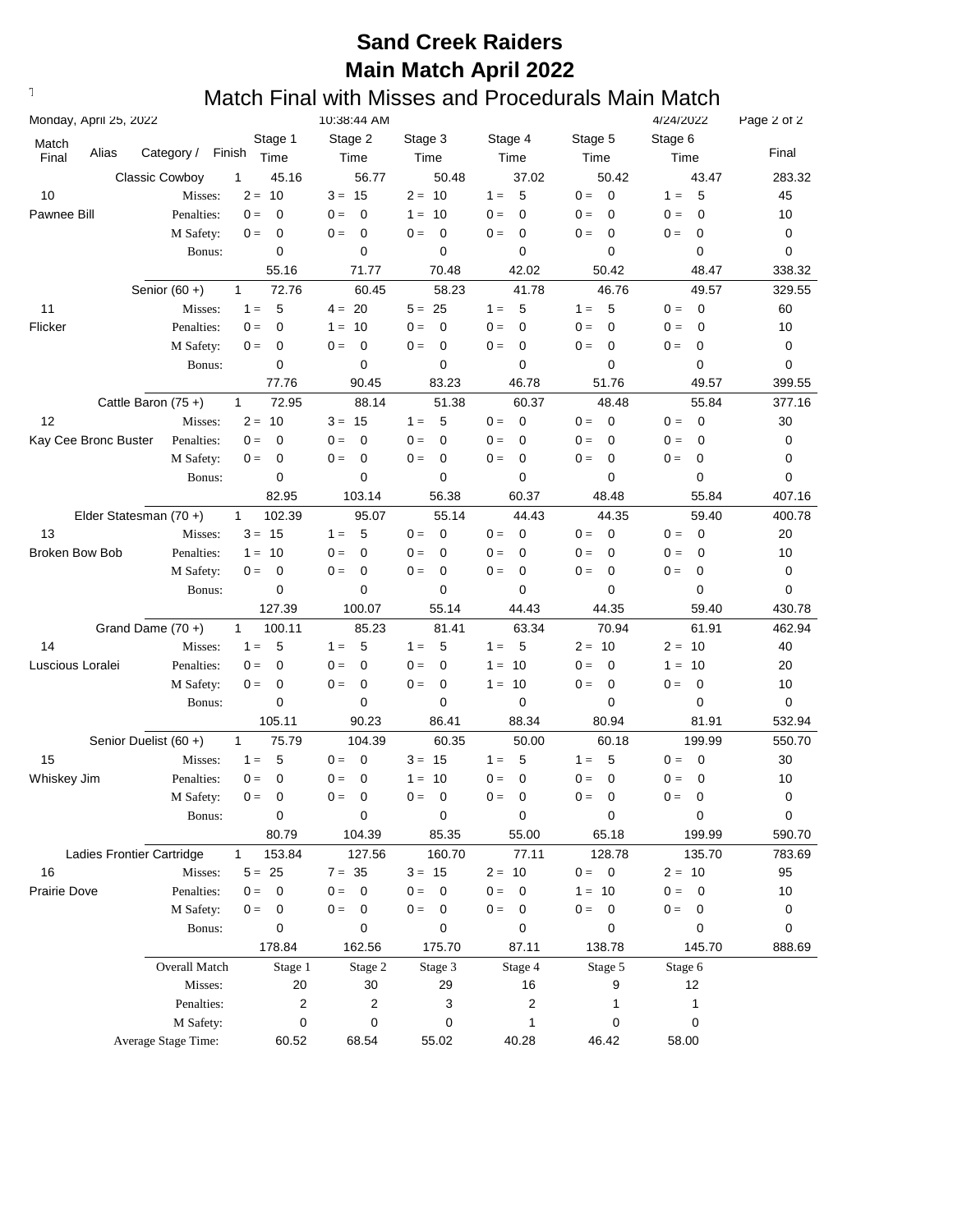# Sand Creek Raiders
## Main Match April 2022
### Match Final with Misses and Procedurals Main Match

Monday, April 25, 2022 10:38:44 AM 4/24/2022

| Match Final | Alias | Category / | Finish | Stage 1 Time | Stage 2 Time | Stage 3 Time | Stage 4 Time | Stage 5 Time | Stage 6 Time | Final |
|---|---|---|---|---|---|---|---|---|---|---|
| | | Classic Cowboy | 1 | 45.16 | 56.77 | 50.48 | 37.02 | 50.42 | 43.47 | 283.32 |
| 10 | | Misses: | | 2 = 10 | 3 = 15 | 2 = 10 | 1 = 5 | 0 = 0 | 1 = 5 | 45 |
| Pawnee Bill | | Penalties: | | 0 = 0 | 0 = 0 | 1 = 10 | 0 = 0 | 0 = 0 | 0 = 0 | 10 |
| | | M Safety: | | 0 = 0 | 0 = 0 | 0 = 0 | 0 = 0 | 0 = 0 | 0 = 0 | 0 |
| | | Bonus: | | 0 | 0 | 0 | 0 | 0 | 0 | 0 |
| | | | | 55.16 | 71.77 | 70.48 | 42.02 | 50.42 | 48.47 | 338.32 |
| | | Senior (60 +) | 1 | 72.76 | 60.45 | 58.23 | 41.78 | 46.76 | 49.57 | 329.55 |
| 11 | | Misses: | | 1 = 5 | 4 = 20 | 5 = 25 | 1 = 5 | 1 = 5 | 0 = 0 | 60 |
| Flicker | | Penalties: | | 0 = 0 | 1 = 10 | 0 = 0 | 0 = 0 | 0 = 0 | 0 = 0 | 10 |
| | | M Safety: | | 0 = 0 | 0 = 0 | 0 = 0 | 0 = 0 | 0 = 0 | 0 = 0 | 0 |
| | | Bonus: | | 0 | 0 | 0 | 0 | 0 | 0 | 0 |
| | | | | 77.76 | 90.45 | 83.23 | 46.78 | 51.76 | 49.57 | 399.55 |
| | | Cattle Baron (75 +) | 1 | 72.95 | 88.14 | 51.38 | 60.37 | 48.48 | 55.84 | 377.16 |
| 12 | | Misses: | | 2 = 10 | 3 = 15 | 1 = 5 | 0 = 0 | 0 = 0 | 0 = 0 | 30 |
| Kay Cee Bronc Buster | | Penalties: | | 0 = 0 | 0 = 0 | 0 = 0 | 0 = 0 | 0 = 0 | 0 = 0 | 0 |
| | | M Safety: | | 0 = 0 | 0 = 0 | 0 = 0 | 0 = 0 | 0 = 0 | 0 = 0 | 0 |
| | | Bonus: | | 0 | 0 | 0 | 0 | 0 | 0 | 0 |
| | | | | 82.95 | 103.14 | 56.38 | 60.37 | 48.48 | 55.84 | 407.16 |
| | | Elder Statesman (70 +) | 1 | 102.39 | 95.07 | 55.14 | 44.43 | 44.35 | 59.40 | 400.78 |
| 13 | | Misses: | | 3 = 15 | 1 = 5 | 0 = 0 | 0 = 0 | 0 = 0 | 0 = 0 | 20 |
| Broken Bow Bob | | Penalties: | | 1 = 10 | 0 = 0 | 0 = 0 | 0 = 0 | 0 = 0 | 0 = 0 | 10 |
| | | M Safety: | | 0 = 0 | 0 = 0 | 0 = 0 | 0 = 0 | 0 = 0 | 0 = 0 | 0 |
| | | Bonus: | | 0 | 0 | 0 | 0 | 0 | 0 | 0 |
| | | | | 127.39 | 100.07 | 55.14 | 44.43 | 44.35 | 59.40 | 430.78 |
| | | Grand Dame (70 +) | 1 | 100.11 | 85.23 | 81.41 | 63.34 | 70.94 | 61.91 | 462.94 |
| 14 | | Misses: | | 1 = 5 | 1 = 5 | 1 = 5 | 1 = 5 | 2 = 10 | 2 = 10 | 40 |
| Luscious Loralei | | Penalties: | | 0 = 0 | 0 = 0 | 0 = 0 | 1 = 10 | 0 = 0 | 1 = 10 | 20 |
| | | M Safety: | | 0 = 0 | 0 = 0 | 0 = 0 | 1 = 10 | 0 = 0 | 0 = 0 | 10 |
| | | Bonus: | | 0 | 0 | 0 | 0 | 0 | 0 | 0 |
| | | | | 105.11 | 90.23 | 86.41 | 88.34 | 80.94 | 81.91 | 532.94 |
| | | Senior Duelist (60 +) | 1 | 75.79 | 104.39 | 60.35 | 50.00 | 60.18 | 199.99 | 550.70 |
| 15 | | Misses: | | 1 = 5 | 0 = 0 | 3 = 15 | 1 = 5 | 1 = 5 | 0 = 0 | 30 |
| Whiskey Jim | | Penalties: | | 0 = 0 | 0 = 0 | 1 = 10 | 0 = 0 | 0 = 0 | 0 = 0 | 10 |
| | | M Safety: | | 0 = 0 | 0 = 0 | 0 = 0 | 0 = 0 | 0 = 0 | 0 = 0 | 0 |
| | | Bonus: | | 0 | 0 | 0 | 0 | 0 | 0 | 0 |
| | | | | 80.79 | 104.39 | 85.35 | 55.00 | 65.18 | 199.99 | 590.70 |
| | | Ladies Frontier Cartridge | 1 | 153.84 | 127.56 | 160.70 | 77.11 | 128.78 | 135.70 | 783.69 |
| 16 | | Misses: | | 5 = 25 | 7 = 35 | 3 = 15 | 2 = 10 | 0 = 0 | 2 = 10 | 95 |
| Prairie Dove | | Penalties: | | 0 = 0 | 0 = 0 | 0 = 0 | 0 = 0 | 1 = 10 | 0 = 0 | 10 |
| | | M Safety: | | 0 = 0 | 0 = 0 | 0 = 0 | 0 = 0 | 0 = 0 | 0 = 0 | 0 |
| | | Bonus: | | 0 | 0 | 0 | 0 | 0 | 0 | 0 |
| | | | | 178.84 | 162.56 | 175.70 | 87.11 | 138.78 | 145.70 | 888.69 |

| Overall Match | Stage 1 | Stage 2 | Stage 3 | Stage 4 | Stage 5 | Stage 6 |
|---|---|---|---|---|---|---|
| Misses: | 20 | 30 | 29 | 16 | 9 | 12 |
| Penalties: | 2 | 2 | 3 | 2 | 1 | 1 |
| M Safety: | 0 | 0 | 0 | 1 | 0 | 0 |
| Average Stage Time: | 60.52 | 68.54 | 55.02 | 40.28 | 46.42 | 58.00 |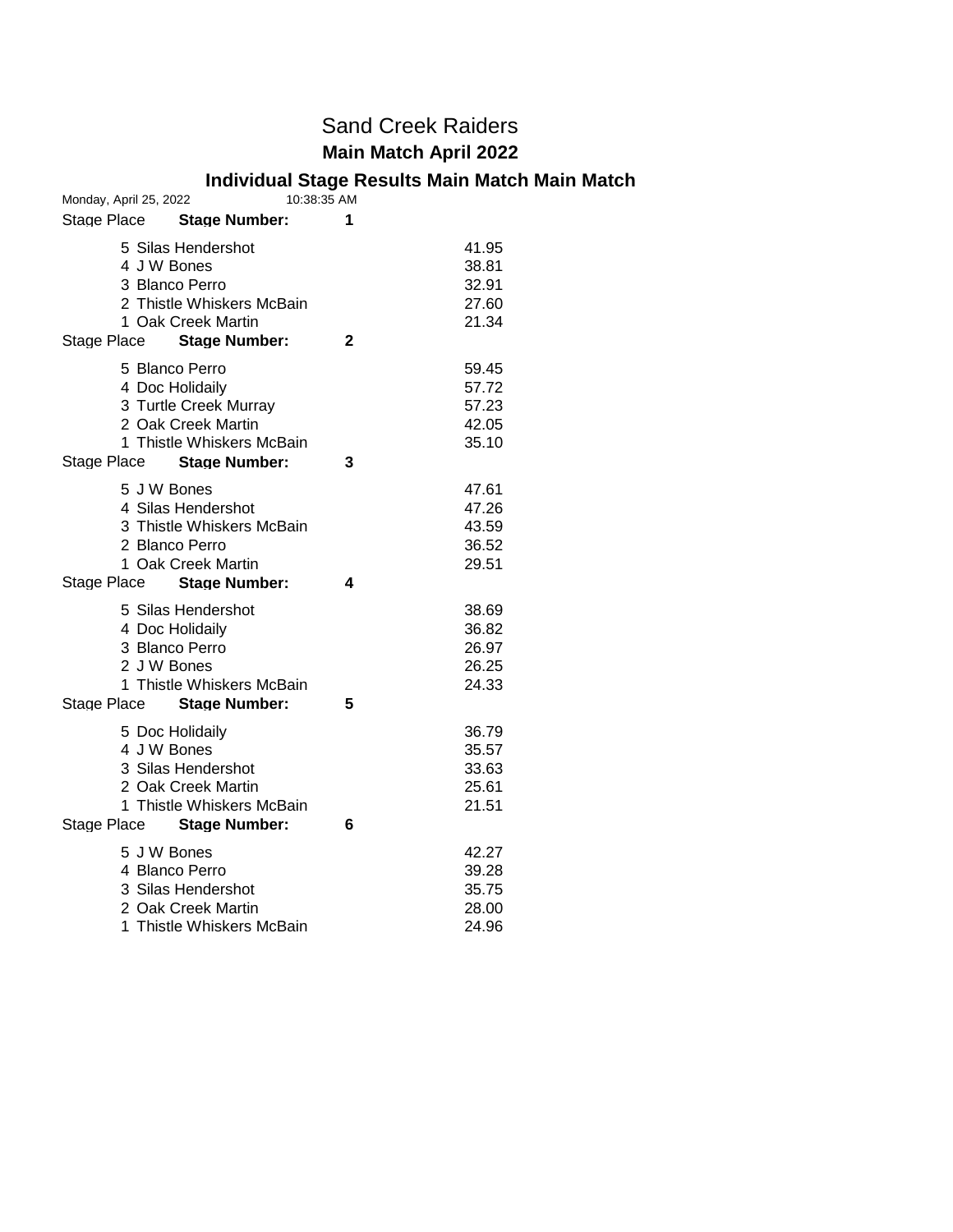# Sand Creek Raiders

## Main Match April 2022

### Individual Stage Results Main Match Main Match

Monday, April 25, 2022 10:38:35 AM

**Stage Number: 1**

| Stage Place | Name | Time |
|---|---|---|
| 5 | Silas Hendershot | 41.95 |
| 4 | J W Bones | 38.81 |
| 3 | Blanco Perro | 32.91 |
| 2 | Thistle Whiskers McBain | 27.60 |
| 1 | Oak Creek Martin | 21.34 |

**Stage Number: 2**

| Stage Place | Name | Time |
|---|---|---|
| 5 | Blanco Perro | 59.45 |
| 4 | Doc Holidaily | 57.72 |
| 3 | Turtle Creek Murray | 57.23 |
| 2 | Oak Creek Martin | 42.05 |
| 1 | Thistle Whiskers McBain | 35.10 |

**Stage Number: 3**

| Stage Place | Name | Time |
|---|---|---|
| 5 | J W Bones | 47.61 |
| 4 | Silas Hendershot | 47.26 |
| 3 | Thistle Whiskers McBain | 43.59 |
| 2 | Blanco Perro | 36.52 |
| 1 | Oak Creek Martin | 29.51 |

**Stage Number: 4**

| Stage Place | Name | Time |
|---|---|---|
| 5 | Silas Hendershot | 38.69 |
| 4 | Doc Holidaily | 36.82 |
| 3 | Blanco Perro | 26.97 |
| 2 | J W Bones | 26.25 |
| 1 | Thistle Whiskers McBain | 24.33 |

**Stage Number: 5**

| Stage Place | Name | Time |
|---|---|---|
| 5 | Doc Holidaily | 36.79 |
| 4 | J W Bones | 35.57 |
| 3 | Silas Hendershot | 33.63 |
| 2 | Oak Creek Martin | 25.61 |
| 1 | Thistle Whiskers McBain | 21.51 |

**Stage Number: 6**

| Stage Place | Name | Time |
|---|---|---|
| 5 | J W Bones | 42.27 |
| 4 | Blanco Perro | 39.28 |
| 3 | Silas Hendershot | 35.75 |
| 2 | Oak Creek Martin | 28.00 |
| 1 | Thistle Whiskers McBain | 24.96 |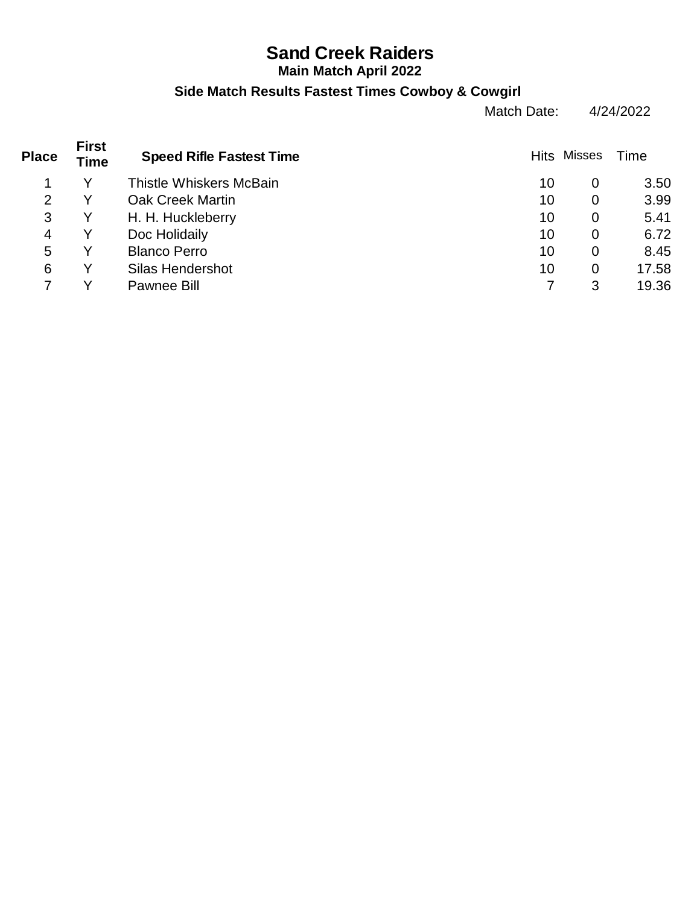# Sand Creek Raiders

**Main Match April 2022**

**Side Match Results Fastest Times Cowboy & Cowgirl**

Match Date: 4/24/2022

| Place | First Time | Speed Rifle Fastest Time | Hits | Misses | Time |
|---|---|---|---|---|---|
| 1 | Y | Thistle Whiskers McBain | 10 | 0 | 3.50 |
| 2 | Y | Oak Creek Martin | 10 | 0 | 3.99 |
| 3 | Y | H. H. Huckleberry | 10 | 0 | 5.41 |
| 4 | Y | Doc Holidaily | 10 | 0 | 6.72 |
| 5 | Y | Blanco Perro | 10 | 0 | 8.45 |
| 6 | Y | Silas Hendershot | 10 | 0 | 17.58 |
| 7 | Y | Pawnee Bill | 7 | 3 | 19.36 |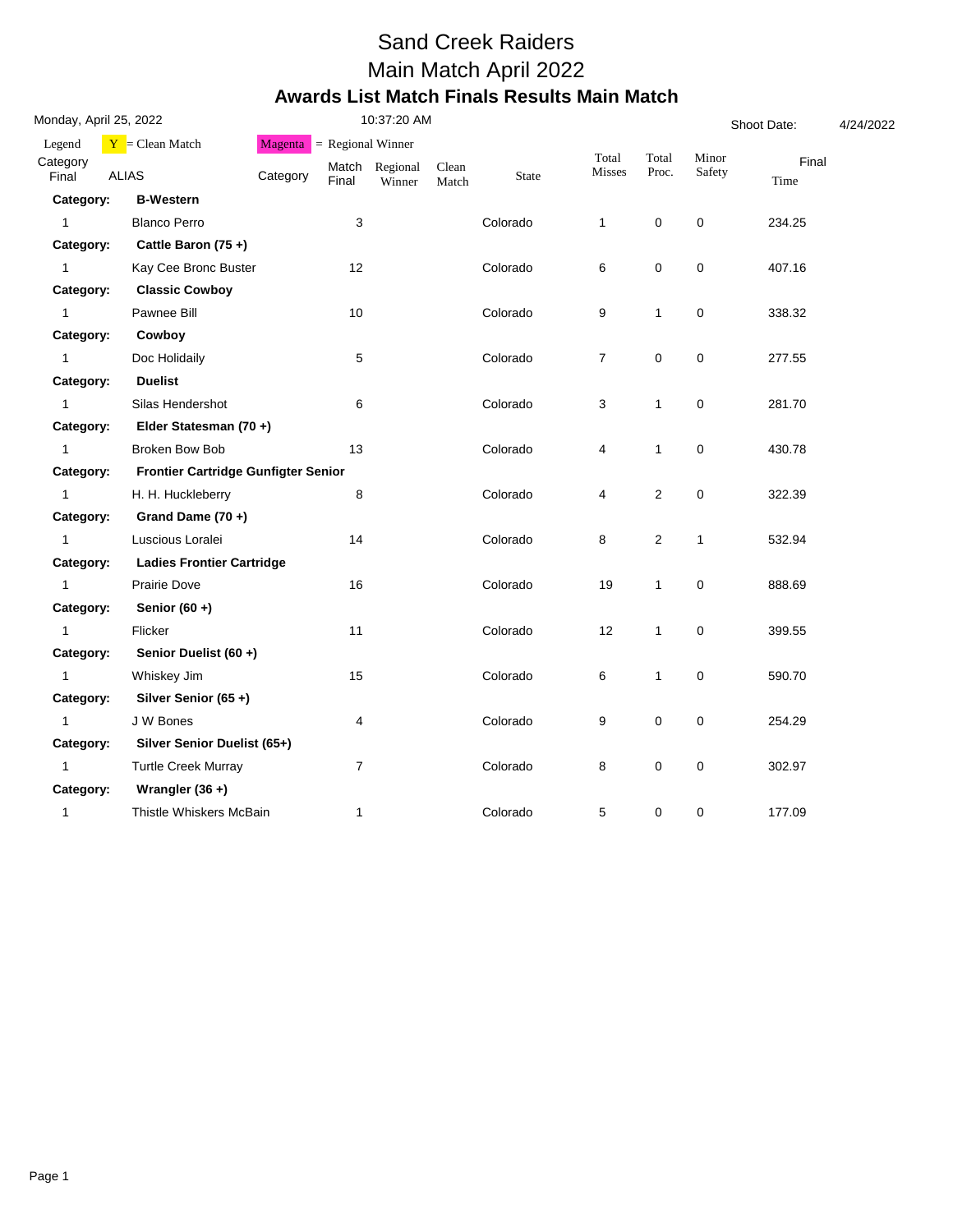# Sand Creek Raiders

# Main Match April 2022

## Awards List Match Finals Results Main Match

Monday, April 25, 2022 10:37:20 AM Shoot Date: 4/24/2022

Legend **Y** = Clean Match Magenta = Regional Winner

| Category Final | ALIAS | Category | Match Final | Regional Winner | Clean Match | State | Total Misses | Total Proc. | Minor Safety | Final Time |
|---|---|---|---|---|---|---|---|---|---|---|
| **Category:** | **B-Western** | | | | | | | | | |
| 1 | Blanco Perro | | 3 | | | Colorado | 1 | 0 | 0 | 234.25 |
| **Category:** | **Cattle Baron (75 +)** | | | | | | | | | |
| 1 | Kay Cee Bronc Buster | | 12 | | | Colorado | 6 | 0 | 0 | 407.16 |
| **Category:** | **Classic Cowboy** | | | | | | | | | |
| 1 | Pawnee Bill | | 10 | | | Colorado | 9 | 1 | 0 | 338.32 |
| **Category:** | **Cowboy** | | | | | | | | | |
| 1 | Doc Holidaily | | 5 | | | Colorado | 7 | 0 | 0 | 277.55 |
| **Category:** | **Duelist** | | | | | | | | | |
| 1 | Silas Hendershot | | 6 | | | Colorado | 3 | 1 | 0 | 281.70 |
| **Category:** | **Elder Statesman (70 +)** | | | | | | | | | |
| 1 | Broken Bow Bob | | 13 | | | Colorado | 4 | 1 | 0 | 430.78 |
| **Category:** | **Frontier Cartridge Gunfigter Senior** | | | | | | | | | |
| 1 | H. H. Huckleberry | | 8 | | | Colorado | 4 | 2 | 0 | 322.39 |
| **Category:** | **Grand Dame (70 +)** | | | | | | | | | |
| 1 | Luscious Loralei | | 14 | | | Colorado | 8 | 2 | 1 | 532.94 |
| **Category:** | **Ladies Frontier Cartridge** | | | | | | | | | |
| 1 | Prairie Dove | | 16 | | | Colorado | 19 | 1 | 0 | 888.69 |
| **Category:** | **Senior (60 +)** | | | | | | | | | |
| 1 | Flicker | | 11 | | | Colorado | 12 | 1 | 0 | 399.55 |
| **Category:** | **Senior Duelist (60 +)** | | | | | | | | | |
| 1 | Whiskey Jim | | 15 | | | Colorado | 6 | 1 | 0 | 590.70 |
| **Category:** | **Silver Senior (65 +)** | | | | | | | | | |
| 1 | J W Bones | | 4 | | | Colorado | 9 | 0 | 0 | 254.29 |
| **Category:** | **Silver Senior Duelist (65+)** | | | | | | | | | |
| 1 | Turtle Creek Murray | | 7 | | | Colorado | 8 | 0 | 0 | 302.97 |
| **Category:** | **Wrangler (36 +)** | | | | | | | | | |
| 1 | Thistle Whiskers McBain | | 1 | | | Colorado | 5 | 0 | 0 | 177.09 |